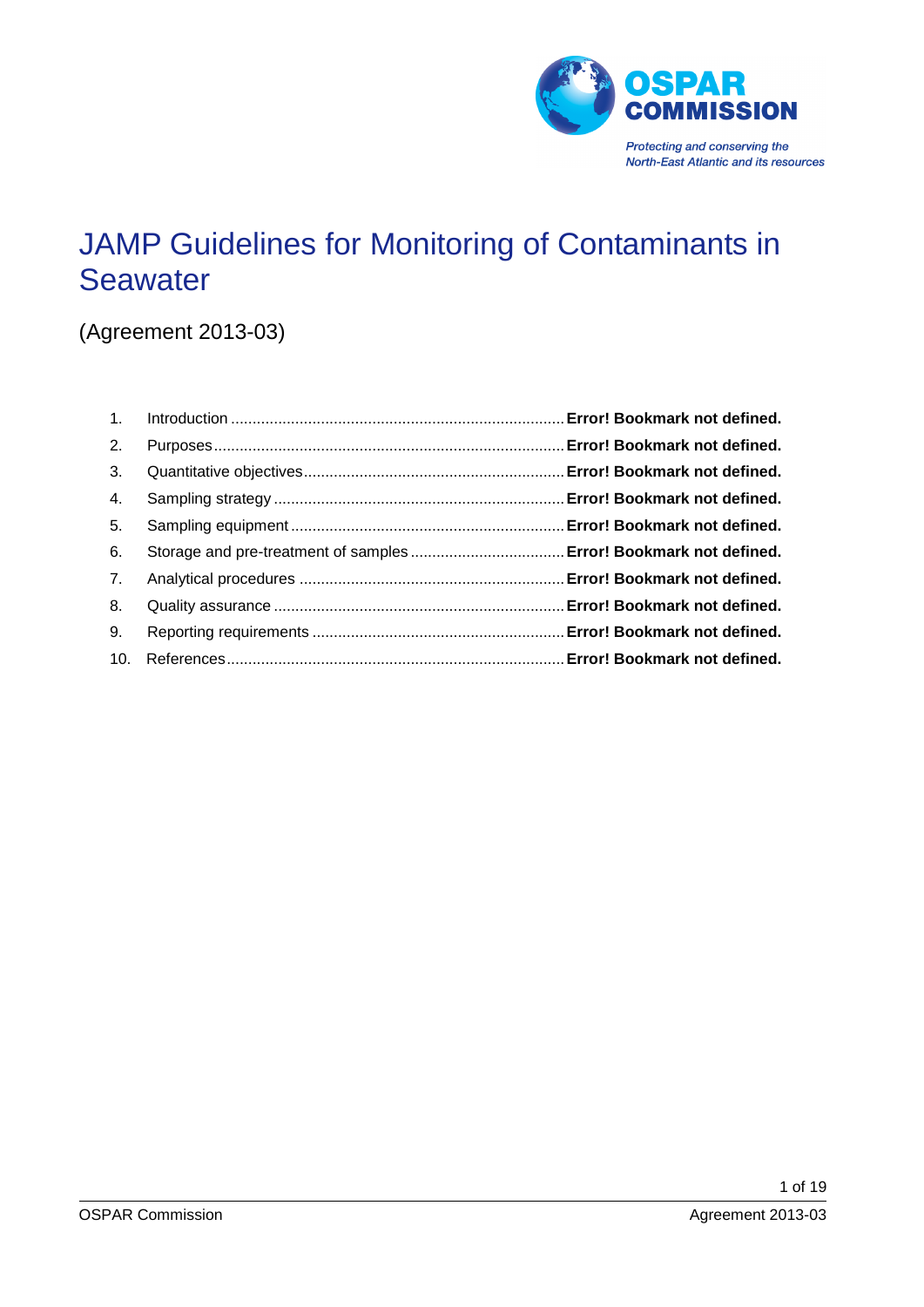OSPAR COMMISSION

*Protecting and conserving the North-East Atlantic and its resources*

# JAMP Guidelines for Monitoring of Contaminants in Seawater

(Agreement 2013-03)

1. Introduction ........ **Error! Bookmark not defined.**
2. Purposes ........ **Error! Bookmark not defined.**
3. Quantitative objectives ........ **Error! Bookmark not defined.**
4. Sampling strategy ........ **Error! Bookmark not defined.**
5. Sampling equipment ........ **Error! Bookmark not defined.**
6. Storage and pre-treatment of samples ........ **Error! Bookmark not defined.**
7. Analytical procedures ........ **Error! Bookmark not defined.**
8. Quality assurance ........ **Error! Bookmark not defined.**
9. Reporting requirements ........ **Error! Bookmark not defined.**
10. References ........ **Error! Bookmark not defined.**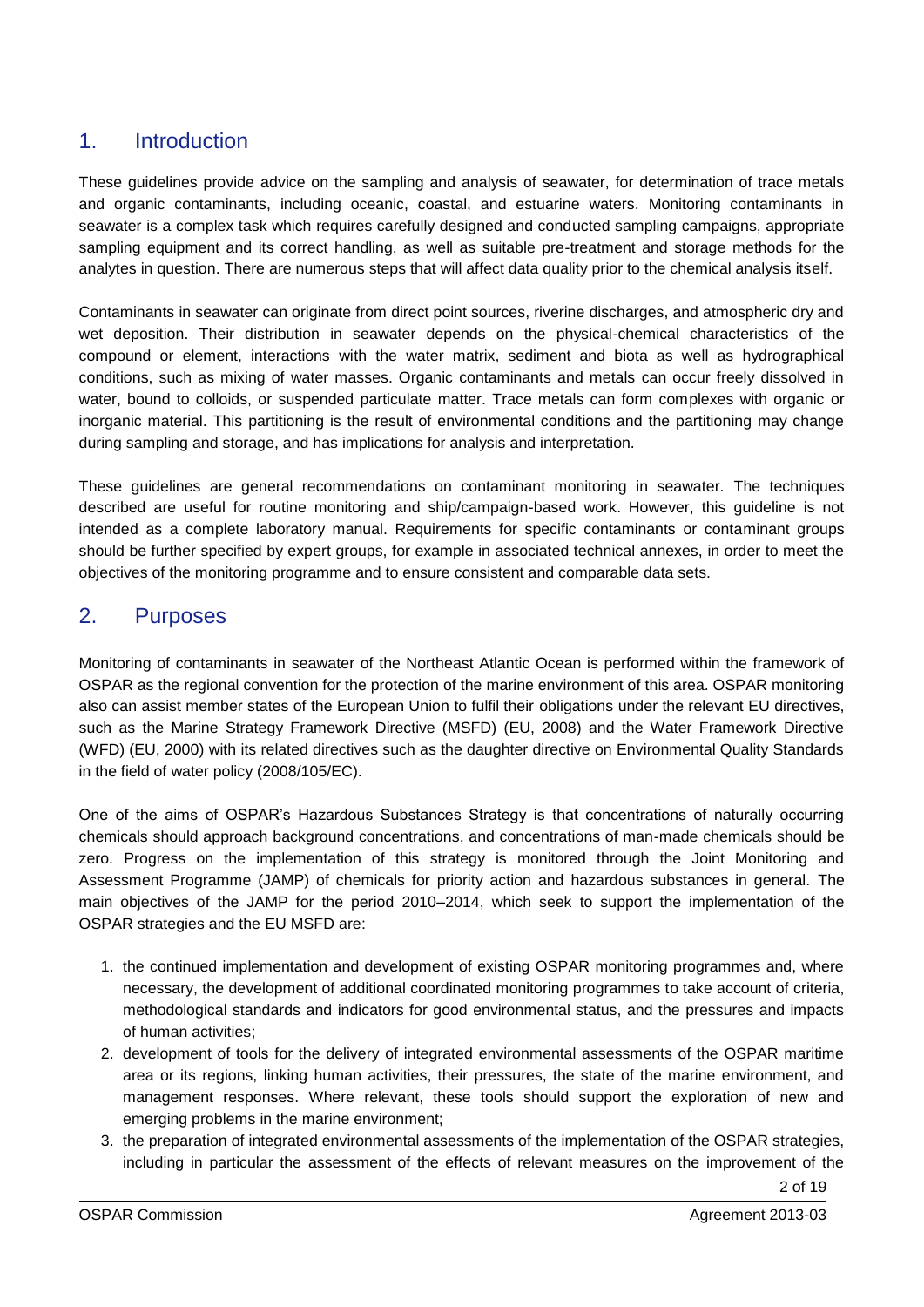## 1. Introduction

These guidelines provide advice on the sampling and analysis of seawater, for determination of trace metals and organic contaminants, including oceanic, coastal, and estuarine waters. Monitoring contaminants in seawater is a complex task which requires carefully designed and conducted sampling campaigns, appropriate sampling equipment and its correct handling, as well as suitable pre-treatment and storage methods for the analytes in question. There are numerous steps that will affect data quality prior to the chemical analysis itself.

Contaminants in seawater can originate from direct point sources, riverine discharges, and atmospheric dry and wet deposition. Their distribution in seawater depends on the physical-chemical characteristics of the compound or element, interactions with the water matrix, sediment and biota as well as hydrographical conditions, such as mixing of water masses. Organic contaminants and metals can occur freely dissolved in water, bound to colloids, or suspended particulate matter. Trace metals can form complexes with organic or inorganic material. This partitioning is the result of environmental conditions and the partitioning may change during sampling and storage, and has implications for analysis and interpretation.

These guidelines are general recommendations on contaminant monitoring in seawater. The techniques described are useful for routine monitoring and ship/campaign-based work. However, this guideline is not intended as a complete laboratory manual. Requirements for specific contaminants or contaminant groups should be further specified by expert groups, for example in associated technical annexes, in order to meet the objectives of the monitoring programme and to ensure consistent and comparable data sets.

## 2. Purposes

Monitoring of contaminants in seawater of the Northeast Atlantic Ocean is performed within the framework of OSPAR as the regional convention for the protection of the marine environment of this area. OSPAR monitoring also can assist member states of the European Union to fulfil their obligations under the relevant EU directives, such as the Marine Strategy Framework Directive (MSFD) (EU, 2008) and the Water Framework Directive (WFD) (EU, 2000) with its related directives such as the daughter directive on Environmental Quality Standards in the field of water policy (2008/105/EC).

One of the aims of OSPAR's Hazardous Substances Strategy is that concentrations of naturally occurring chemicals should approach background concentrations, and concentrations of man-made chemicals should be zero. Progress on the implementation of this strategy is monitored through the Joint Monitoring and Assessment Programme (JAMP) of chemicals for priority action and hazardous substances in general. The main objectives of the JAMP for the period 2010–2014, which seek to support the implementation of the OSPAR strategies and the EU MSFD are:

1. the continued implementation and development of existing OSPAR monitoring programmes and, where necessary, the development of additional coordinated monitoring programmes to take account of criteria, methodological standards and indicators for good environmental status, and the pressures and impacts of human activities;
2. development of tools for the delivery of integrated environmental assessments of the OSPAR maritime area or its regions, linking human activities, their pressures, the state of the marine environment, and management responses. Where relevant, these tools should support the exploration of new and emerging problems in the marine environment;
3. the preparation of integrated environmental assessments of the implementation of the OSPAR strategies, including in particular the assessment of the effects of relevant measures on the improvement of the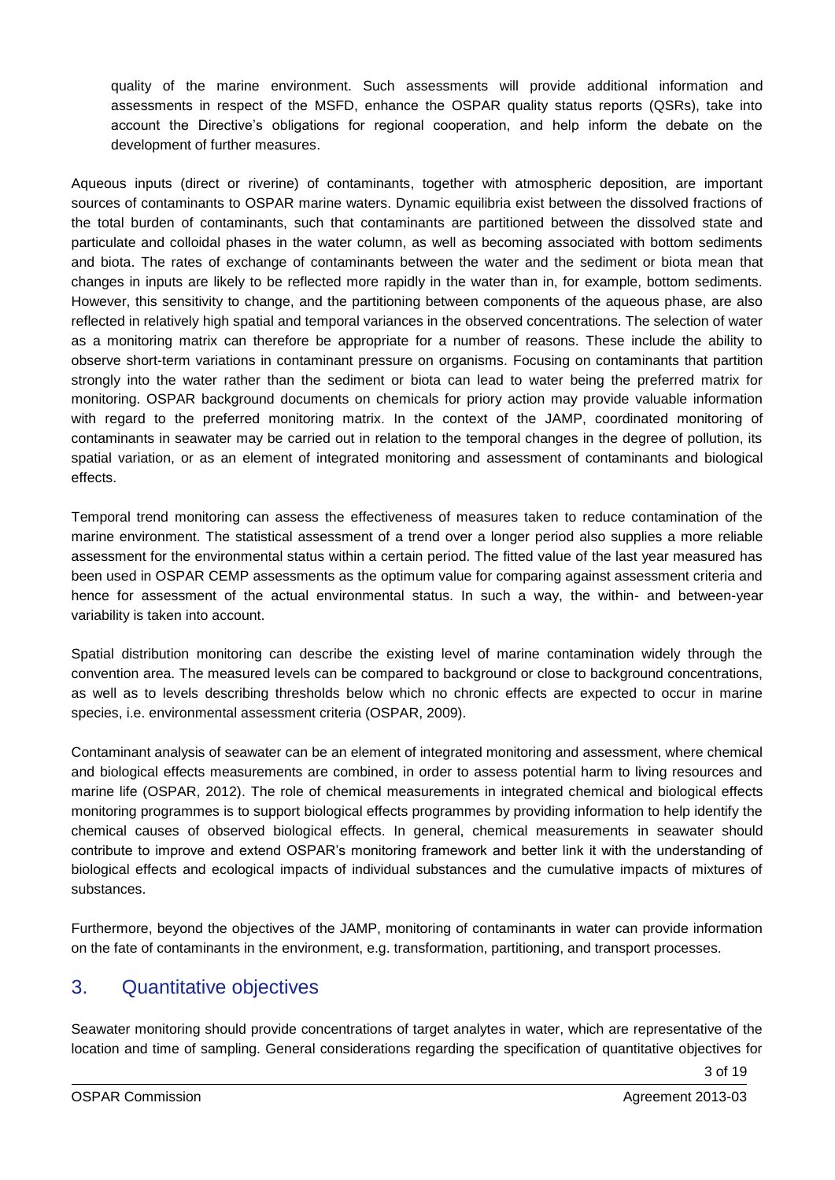quality of the marine environment. Such assessments will provide additional information and assessments in respect of the MSFD, enhance the OSPAR quality status reports (QSRs), take into account the Directive's obligations for regional cooperation, and help inform the debate on the development of further measures.

Aqueous inputs (direct or riverine) of contaminants, together with atmospheric deposition, are important sources of contaminants to OSPAR marine waters. Dynamic equilibria exist between the dissolved fractions of the total burden of contaminants, such that contaminants are partitioned between the dissolved state and particulate and colloidal phases in the water column, as well as becoming associated with bottom sediments and biota. The rates of exchange of contaminants between the water and the sediment or biota mean that changes in inputs are likely to be reflected more rapidly in the water than in, for example, bottom sediments. However, this sensitivity to change, and the partitioning between components of the aqueous phase, are also reflected in relatively high spatial and temporal variances in the observed concentrations. The selection of water as a monitoring matrix can therefore be appropriate for a number of reasons. These include the ability to observe short-term variations in contaminant pressure on organisms. Focusing on contaminants that partition strongly into the water rather than the sediment or biota can lead to water being the preferred matrix for monitoring. OSPAR background documents on chemicals for priory action may provide valuable information with regard to the preferred monitoring matrix. In the context of the JAMP, coordinated monitoring of contaminants in seawater may be carried out in relation to the temporal changes in the degree of pollution, its spatial variation, or as an element of integrated monitoring and assessment of contaminants and biological effects.

Temporal trend monitoring can assess the effectiveness of measures taken to reduce contamination of the marine environment. The statistical assessment of a trend over a longer period also supplies a more reliable assessment for the environmental status within a certain period. The fitted value of the last year measured has been used in OSPAR CEMP assessments as the optimum value for comparing against assessment criteria and hence for assessment of the actual environmental status. In such a way, the within- and between-year variability is taken into account.

Spatial distribution monitoring can describe the existing level of marine contamination widely through the convention area. The measured levels can be compared to background or close to background concentrations, as well as to levels describing thresholds below which no chronic effects are expected to occur in marine species, i.e. environmental assessment criteria (OSPAR, 2009).

Contaminant analysis of seawater can be an element of integrated monitoring and assessment, where chemical and biological effects measurements are combined, in order to assess potential harm to living resources and marine life (OSPAR, 2012). The role of chemical measurements in integrated chemical and biological effects monitoring programmes is to support biological effects programmes by providing information to help identify the chemical causes of observed biological effects. In general, chemical measurements in seawater should contribute to improve and extend OSPAR's monitoring framework and better link it with the understanding of biological effects and ecological impacts of individual substances and the cumulative impacts of mixtures of substances.

Furthermore, beyond the objectives of the JAMP, monitoring of contaminants in water can provide information on the fate of contaminants in the environment, e.g. transformation, partitioning, and transport processes.

## 3. Quantitative objectives

Seawater monitoring should provide concentrations of target analytes in water, which are representative of the location and time of sampling. General considerations regarding the specification of quantitative objectives for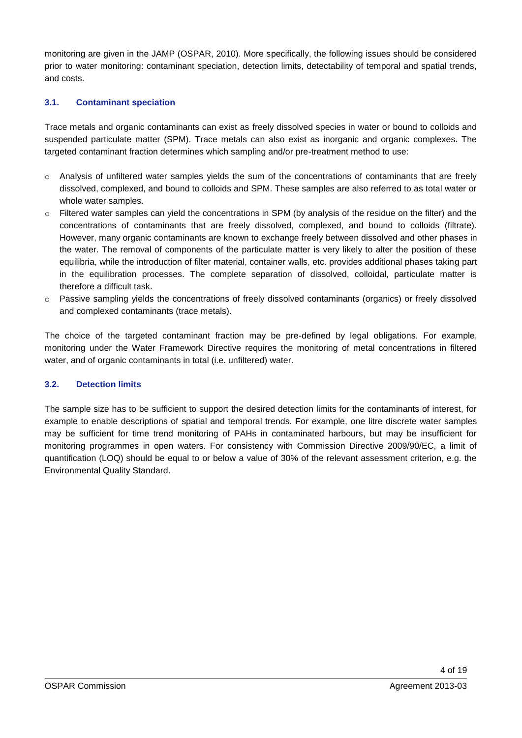monitoring are given in the JAMP (OSPAR, 2010). More specifically, the following issues should be considered prior to water monitoring: contaminant speciation, detection limits, detectability of temporal and spatial trends, and costs.

### 3.1. Contaminant speciation

Trace metals and organic contaminants can exist as freely dissolved species in water or bound to colloids and suspended particulate matter (SPM). Trace metals can also exist as inorganic and organic complexes. The targeted contaminant fraction determines which sampling and/or pre-treatment method to use:

- Analysis of unfiltered water samples yields the sum of the concentrations of contaminants that are freely dissolved, complexed, and bound to colloids and SPM. These samples are also referred to as total water or whole water samples.
- Filtered water samples can yield the concentrations in SPM (by analysis of the residue on the filter) and the concentrations of contaminants that are freely dissolved, complexed, and bound to colloids (filtrate). However, many organic contaminants are known to exchange freely between dissolved and other phases in the water. The removal of components of the particulate matter is very likely to alter the position of these equilibria, while the introduction of filter material, container walls, etc. provides additional phases taking part in the equilibration processes. The complete separation of dissolved, colloidal, particulate matter is therefore a difficult task.
- Passive sampling yields the concentrations of freely dissolved contaminants (organics) or freely dissolved and complexed contaminants (trace metals).

The choice of the targeted contaminant fraction may be pre-defined by legal obligations. For example, monitoring under the Water Framework Directive requires the monitoring of metal concentrations in filtered water, and of organic contaminants in total (i.e. unfiltered) water.

### 3.2. Detection limits

The sample size has to be sufficient to support the desired detection limits for the contaminants of interest, for example to enable descriptions of spatial and temporal trends. For example, one litre discrete water samples may be sufficient for time trend monitoring of PAHs in contaminated harbours, but may be insufficient for monitoring programmes in open waters. For consistency with Commission Directive 2009/90/EC, a limit of quantification (LOQ) should be equal to or below a value of 30% of the relevant assessment criterion, e.g. the Environmental Quality Standard.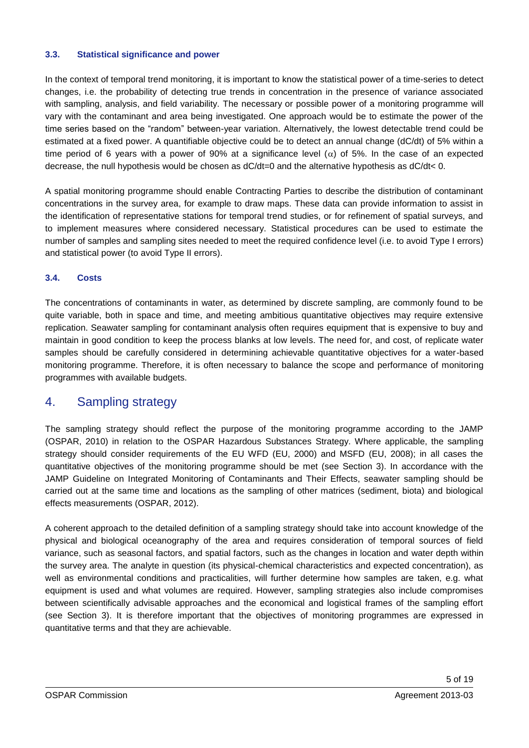### 3.3. Statistical significance and power

In the context of temporal trend monitoring, it is important to know the statistical power of a time-series to detect changes, i.e. the probability of detecting true trends in concentration in the presence of variance associated with sampling, analysis, and field variability. The necessary or possible power of a monitoring programme will vary with the contaminant and area being investigated. One approach would be to estimate the power of the time series based on the "random" between-year variation. Alternatively, the lowest detectable trend could be estimated at a fixed power. A quantifiable objective could be to detect an annual change (dC/dt) of 5% within a time period of 6 years with a power of 90% at a significance level ($\alpha$) of 5%. In the case of an expected decrease, the null hypothesis would be chosen as $dC/dt=0$ and the alternative hypothesis as $dC/dt< 0$.

A spatial monitoring programme should enable Contracting Parties to describe the distribution of contaminant concentrations in the survey area, for example to draw maps. These data can provide information to assist in the identification of representative stations for temporal trend studies, or for refinement of spatial surveys, and to implement measures where considered necessary. Statistical procedures can be used to estimate the number of samples and sampling sites needed to meet the required confidence level (i.e. to avoid Type I errors) and statistical power (to avoid Type II errors).

### 3.4. Costs

The concentrations of contaminants in water, as determined by discrete sampling, are commonly found to be quite variable, both in space and time, and meeting ambitious quantitative objectives may require extensive replication. Seawater sampling for contaminant analysis often requires equipment that is expensive to buy and maintain in good condition to keep the process blanks at low levels. The need for, and cost, of replicate water samples should be carefully considered in determining achievable quantitative objectives for a water-based monitoring programme. Therefore, it is often necessary to balance the scope and performance of monitoring programmes with available budgets.

## 4. Sampling strategy

The sampling strategy should reflect the purpose of the monitoring programme according to the JAMP (OSPAR, 2010) in relation to the OSPAR Hazardous Substances Strategy. Where applicable, the sampling strategy should consider requirements of the EU WFD (EU, 2000) and MSFD (EU, 2008); in all cases the quantitative objectives of the monitoring programme should be met (see Section 3). In accordance with the JAMP Guideline on Integrated Monitoring of Contaminants and Their Effects, seawater sampling should be carried out at the same time and locations as the sampling of other matrices (sediment, biota) and biological effects measurements (OSPAR, 2012).

A coherent approach to the detailed definition of a sampling strategy should take into account knowledge of the physical and biological oceanography of the area and requires consideration of temporal sources of field variance, such as seasonal factors, and spatial factors, such as the changes in location and water depth within the survey area. The analyte in question (its physical-chemical characteristics and expected concentration), as well as environmental conditions and practicalities, will further determine how samples are taken, e.g. what equipment is used and what volumes are required. However, sampling strategies also include compromises between scientifically advisable approaches and the economical and logistical frames of the sampling effort (see Section 3). It is therefore important that the objectives of monitoring programmes are expressed in quantitative terms and that they are achievable.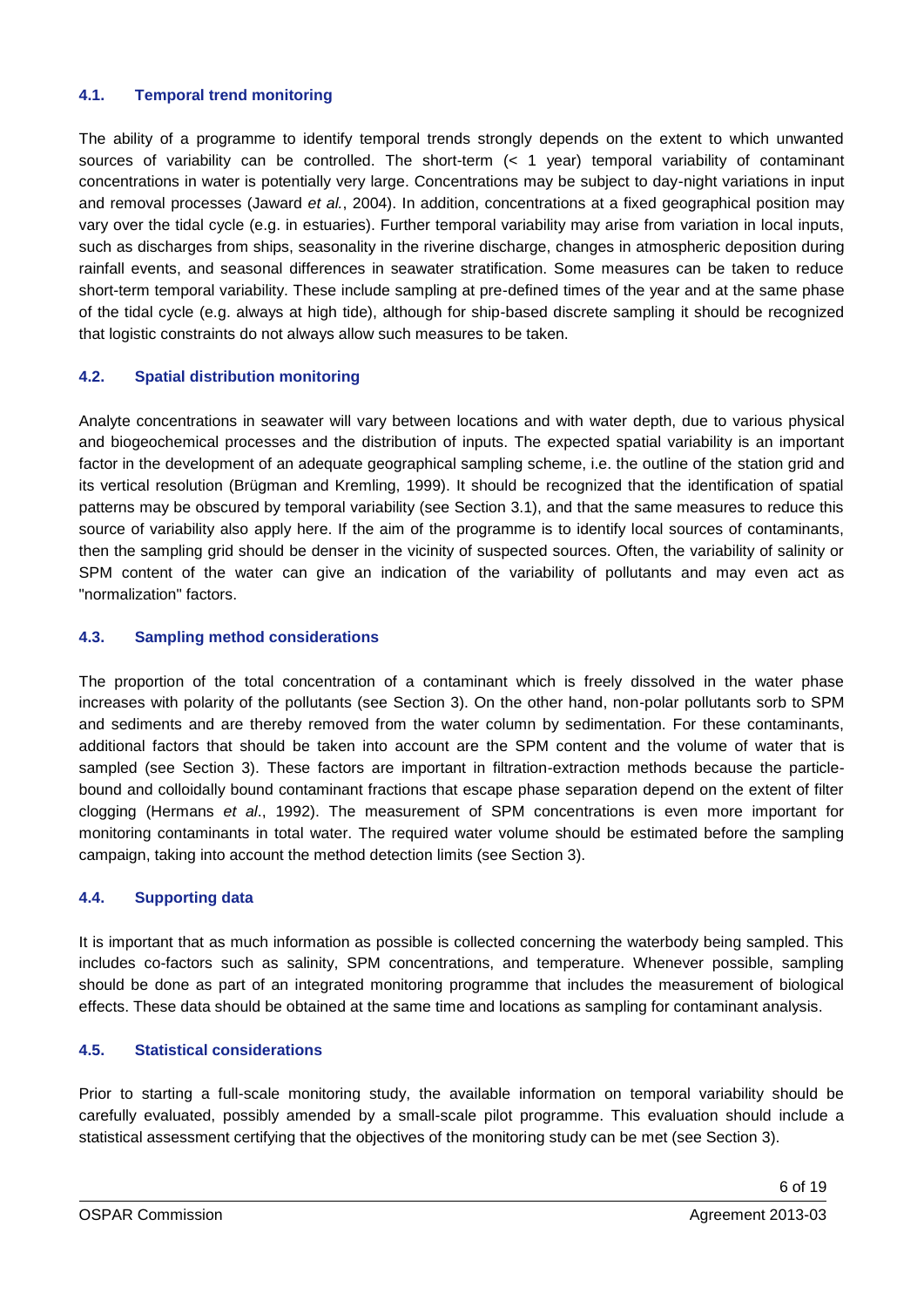### 4.1. Temporal trend monitoring

The ability of a programme to identify temporal trends strongly depends on the extent to which unwanted sources of variability can be controlled. The short-term (< 1 year) temporal variability of contaminant concentrations in water is potentially very large. Concentrations may be subject to day-night variations in input and removal processes (Jaward *et al.*, 2004). In addition, concentrations at a fixed geographical position may vary over the tidal cycle (e.g. in estuaries). Further temporal variability may arise from variation in local inputs, such as discharges from ships, seasonality in the riverine discharge, changes in atmospheric deposition during rainfall events, and seasonal differences in seawater stratification. Some measures can be taken to reduce short-term temporal variability. These include sampling at pre-defined times of the year and at the same phase of the tidal cycle (e.g. always at high tide), although for ship-based discrete sampling it should be recognized that logistic constraints do not always allow such measures to be taken.

### 4.2. Spatial distribution monitoring

Analyte concentrations in seawater will vary between locations and with water depth, due to various physical and biogeochemical processes and the distribution of inputs. The expected spatial variability is an important factor in the development of an adequate geographical sampling scheme, i.e. the outline of the station grid and its vertical resolution (Brügman and Kremling, 1999). It should be recognized that the identification of spatial patterns may be obscured by temporal variability (see Section 3.1), and that the same measures to reduce this source of variability also apply here. If the aim of the programme is to identify local sources of contaminants, then the sampling grid should be denser in the vicinity of suspected sources. Often, the variability of salinity or SPM content of the water can give an indication of the variability of pollutants and may even act as "normalization" factors.

### 4.3. Sampling method considerations

The proportion of the total concentration of a contaminant which is freely dissolved in the water phase increases with polarity of the pollutants (see Section 3). On the other hand, non-polar pollutants sorb to SPM and sediments and are thereby removed from the water column by sedimentation. For these contaminants, additional factors that should be taken into account are the SPM content and the volume of water that is sampled (see Section 3). These factors are important in filtration-extraction methods because the particle-bound and colloidally bound contaminant fractions that escape phase separation depend on the extent of filter clogging (Hermans *et al*., 1992). The measurement of SPM concentrations is even more important for monitoring contaminants in total water. The required water volume should be estimated before the sampling campaign, taking into account the method detection limits (see Section 3).

### 4.4. Supporting data

It is important that as much information as possible is collected concerning the waterbody being sampled. This includes co-factors such as salinity, SPM concentrations, and temperature. Whenever possible, sampling should be done as part of an integrated monitoring programme that includes the measurement of biological effects. These data should be obtained at the same time and locations as sampling for contaminant analysis.

### 4.5. Statistical considerations

Prior to starting a full-scale monitoring study, the available information on temporal variability should be carefully evaluated, possibly amended by a small-scale pilot programme. This evaluation should include a statistical assessment certifying that the objectives of the monitoring study can be met (see Section 3).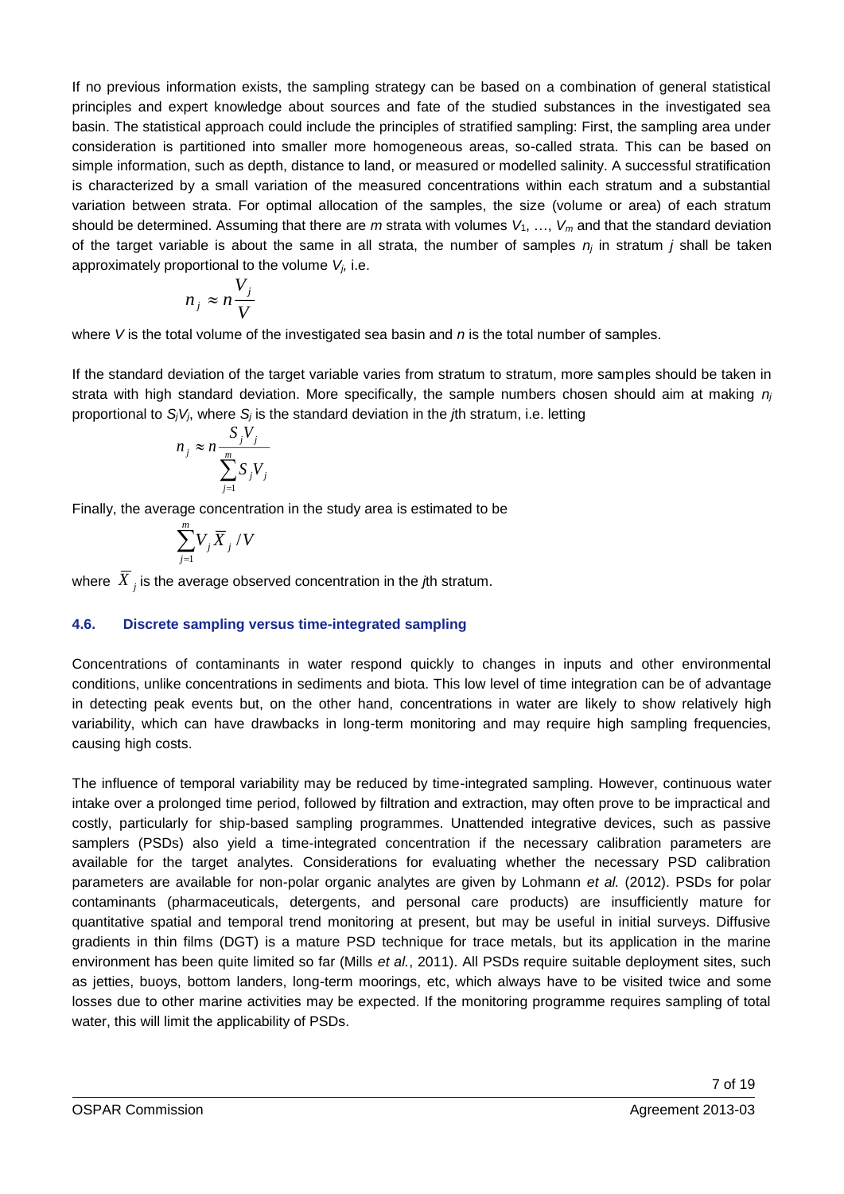If no previous information exists, the sampling strategy can be based on a combination of general statistical principles and expert knowledge about sources and fate of the studied substances in the investigated sea basin. The statistical approach could include the principles of stratified sampling: First, the sampling area under consideration is partitioned into smaller more homogeneous areas, so-called strata. This can be based on simple information, such as depth, distance to land, or measured or modelled salinity. A successful stratification is characterized by a small variation of the measured concentrations within each stratum and a substantial variation between strata. For optimal allocation of the samples, the size (volume or area) of each stratum should be determined. Assuming that there are $m$ strata with volumes $V_1$, …, $V_m$ and that the standard deviation of the target variable is about the same in all strata, the number of samples $n_j$ in stratum $j$ shall be taken approximately proportional to the volume $V_j$, i.e.

$$n_j \approx n \frac{V_j}{V}$$

where $V$ is the total volume of the investigated sea basin and $n$ is the total number of samples.

If the standard deviation of the target variable varies from stratum to stratum, more samples should be taken in strata with high standard deviation. More specifically, the sample numbers chosen should aim at making $n_j$ proportional to $S_jV_j$, where $S_j$ is the standard deviation in the $j$th stratum, i.e. letting

$$n_j \approx n \frac{S_j V_j}{\sum_{j=1}^{m} S_j V_j}$$

Finally, the average concentration in the study area is estimated to be

$$\sum_{j=1}^{m} V_j \overline{X}_j / V$$

where $\overline{X}_j$ is the average observed concentration in the $j$th stratum.

### 4.6. Discrete sampling versus time-integrated sampling

Concentrations of contaminants in water respond quickly to changes in inputs and other environmental conditions, unlike concentrations in sediments and biota. This low level of time integration can be of advantage in detecting peak events but, on the other hand, concentrations in water are likely to show relatively high variability, which can have drawbacks in long-term monitoring and may require high sampling frequencies, causing high costs.

The influence of temporal variability may be reduced by time-integrated sampling. However, continuous water intake over a prolonged time period, followed by filtration and extraction, may often prove to be impractical and costly, particularly for ship-based sampling programmes. Unattended integrative devices, such as passive samplers (PSDs) also yield a time-integrated concentration if the necessary calibration parameters are available for the target analytes. Considerations for evaluating whether the necessary PSD calibration parameters are available for non-polar organic analytes are given by Lohmann *et al.* (2012). PSDs for polar contaminants (pharmaceuticals, detergents, and personal care products) are insufficiently mature for quantitative spatial and temporal trend monitoring at present, but may be useful in initial surveys. Diffusive gradients in thin films (DGT) is a mature PSD technique for trace metals, but its application in the marine environment has been quite limited so far (Mills *et al.*, 2011). All PSDs require suitable deployment sites, such as jetties, buoys, bottom landers, long-term moorings, etc, which always have to be visited twice and some losses due to other marine activities may be expected. If the monitoring programme requires sampling of total water, this will limit the applicability of PSDs.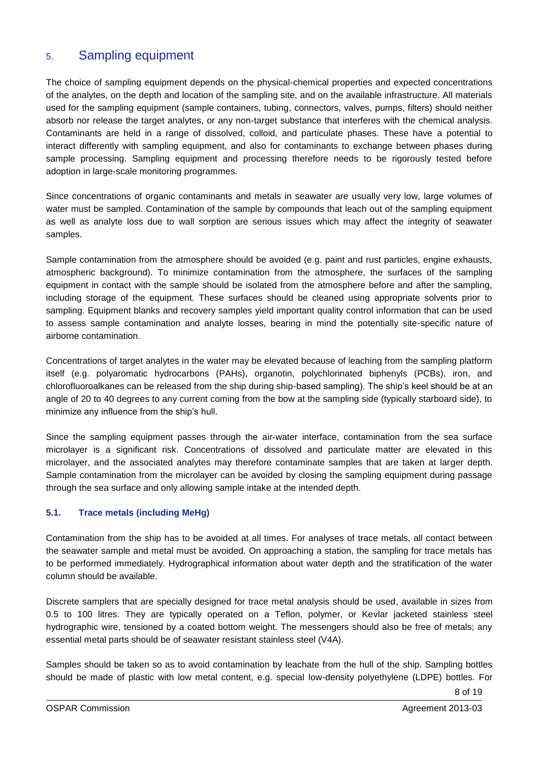## 5. Sampling equipment

The choice of sampling equipment depends on the physical-chemical properties and expected concentrations of the analytes, on the depth and location of the sampling site, and on the available infrastructure. All materials used for the sampling equipment (sample containers, tubing, connectors, valves, pumps, filters) should neither absorb nor release the target analytes, or any non-target substance that interferes with the chemical analysis. Contaminants are held in a range of dissolved, colloid, and particulate phases. These have a potential to interact differently with sampling equipment, and also for contaminants to exchange between phases during sample processing. Sampling equipment and processing therefore needs to be rigorously tested before adoption in large-scale monitoring programmes.

Since concentrations of organic contaminants and metals in seawater are usually very low, large volumes of water must be sampled. Contamination of the sample by compounds that leach out of the sampling equipment as well as analyte loss due to wall sorption are serious issues which may affect the integrity of seawater samples.

Sample contamination from the atmosphere should be avoided (e.g. paint and rust particles, engine exhausts, atmospheric background). To minimize contamination from the atmosphere, the surfaces of the sampling equipment in contact with the sample should be isolated from the atmosphere before and after the sampling, including storage of the equipment. These surfaces should be cleaned using appropriate solvents prior to sampling. Equipment blanks and recovery samples yield important quality control information that can be used to assess sample contamination and analyte losses, bearing in mind the potentially site-specific nature of airborne contamination.

Concentrations of target analytes in the water may be elevated because of leaching from the sampling platform itself (e.g. polyaromatic hydrocarbons (PAHs), organotin, polychlorinated biphenyls (PCBs), iron, and chlorofluoroalkanes can be released from the ship during ship-based sampling). The ship's keel should be at an angle of 20 to 40 degrees to any current coming from the bow at the sampling side (typically starboard side), to minimize any influence from the ship's hull.

Since the sampling equipment passes through the air-water interface, contamination from the sea surface microlayer is a significant risk. Concentrations of dissolved and particulate matter are elevated in this microlayer, and the associated analytes may therefore contaminate samples that are taken at larger depth. Sample contamination from the microlayer can be avoided by closing the sampling equipment during passage through the sea surface and only allowing sample intake at the intended depth.

### 5.1. Trace metals (including MeHg)

Contamination from the ship has to be avoided at all times. For analyses of trace metals, all contact between the seawater sample and metal must be avoided. On approaching a station, the sampling for trace metals has to be performed immediately. Hydrographical information about water depth and the stratification of the water column should be available.

Discrete samplers that are specially designed for trace metal analysis should be used, available in sizes from 0.5 to 100 litres. They are typically operated on a Teflon, polymer, or Kevlar jacketed stainless steel hydrographic wire, tensioned by a coated bottom weight. The messengers should also be free of metals; any essential metal parts should be of seawater resistant stainless steel (V4A).

Samples should be taken so as to avoid contamination by leachate from the hull of the ship. Sampling bottles should be made of plastic with low metal content, e.g. special low-density polyethylene (LDPE) bottles. For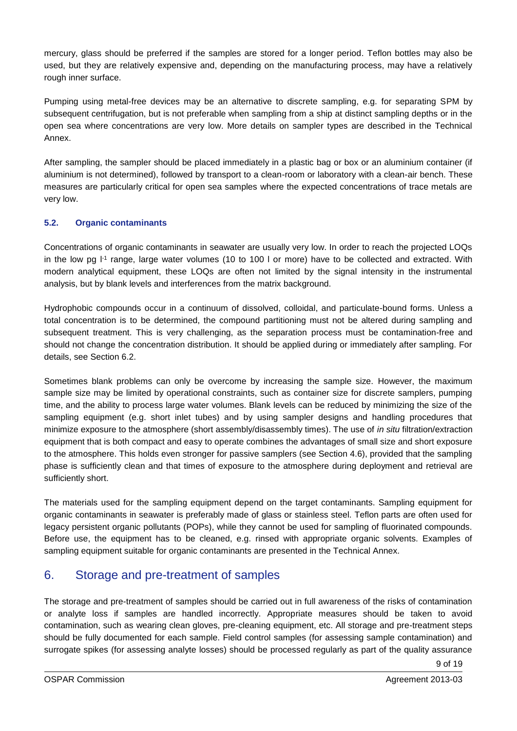mercury, glass should be preferred if the samples are stored for a longer period. Teflon bottles may also be used, but they are relatively expensive and, depending on the manufacturing process, may have a relatively rough inner surface.

Pumping using metal-free devices may be an alternative to discrete sampling, e.g. for separating SPM by subsequent centrifugation, but is not preferable when sampling from a ship at distinct sampling depths or in the open sea where concentrations are very low. More details on sampler types are described in the Technical Annex.

After sampling, the sampler should be placed immediately in a plastic bag or box or an aluminium container (if aluminium is not determined), followed by transport to a clean-room or laboratory with a clean-air bench. These measures are particularly critical for open sea samples where the expected concentrations of trace metals are very low.

### 5.2. Organic contaminants

Concentrations of organic contaminants in seawater are usually very low. In order to reach the projected LOQs in the low pg $l^{-1}$ range, large water volumes (10 to 100 l or more) have to be collected and extracted. With modern analytical equipment, these LOQs are often not limited by the signal intensity in the instrumental analysis, but by blank levels and interferences from the matrix background.

Hydrophobic compounds occur in a continuum of dissolved, colloidal, and particulate-bound forms. Unless a total concentration is to be determined, the compound partitioning must not be altered during sampling and subsequent treatment. This is very challenging, as the separation process must be contamination-free and should not change the concentration distribution. It should be applied during or immediately after sampling. For details, see Section 6.2.

Sometimes blank problems can only be overcome by increasing the sample size. However, the maximum sample size may be limited by operational constraints, such as container size for discrete samplers, pumping time, and the ability to process large water volumes. Blank levels can be reduced by minimizing the size of the sampling equipment (e.g. short inlet tubes) and by using sampler designs and handling procedures that minimize exposure to the atmosphere (short assembly/disassembly times). The use of *in situ* filtration/extraction equipment that is both compact and easy to operate combines the advantages of small size and short exposure to the atmosphere. This holds even stronger for passive samplers (see Section 4.6), provided that the sampling phase is sufficiently clean and that times of exposure to the atmosphere during deployment and retrieval are sufficiently short.

The materials used for the sampling equipment depend on the target contaminants. Sampling equipment for organic contaminants in seawater is preferably made of glass or stainless steel. Teflon parts are often used for legacy persistent organic pollutants (POPs), while they cannot be used for sampling of fluorinated compounds. Before use, the equipment has to be cleaned, e.g. rinsed with appropriate organic solvents. Examples of sampling equipment suitable for organic contaminants are presented in the Technical Annex.

## 6. Storage and pre-treatment of samples

The storage and pre-treatment of samples should be carried out in full awareness of the risks of contamination or analyte loss if samples are handled incorrectly. Appropriate measures should be taken to avoid contamination, such as wearing clean gloves, pre-cleaning equipment, etc. All storage and pre-treatment steps should be fully documented for each sample. Field control samples (for assessing sample contamination) and surrogate spikes (for assessing analyte losses) should be processed regularly as part of the quality assurance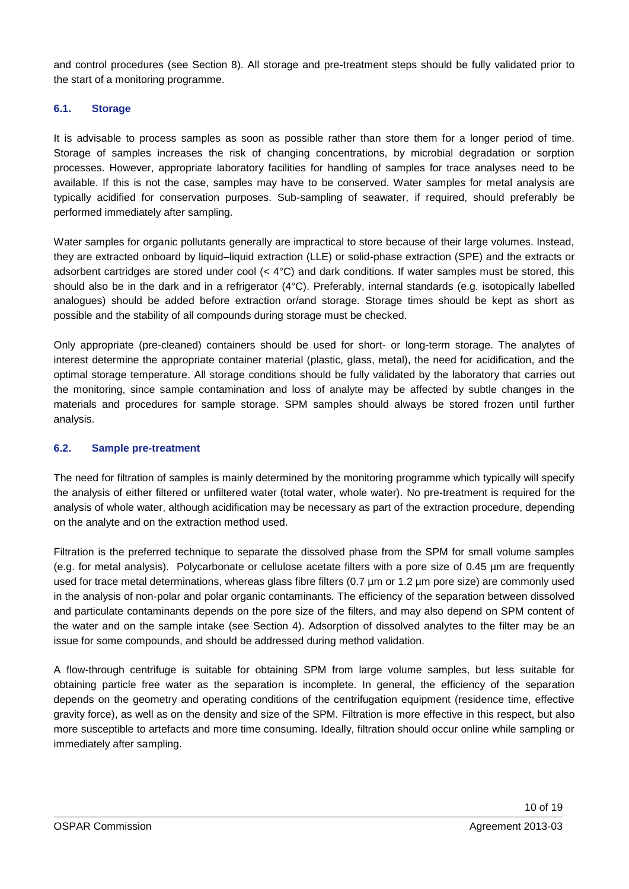and control procedures (see Section 8). All storage and pre-treatment steps should be fully validated prior to the start of a monitoring programme.

### 6.1. Storage

It is advisable to process samples as soon as possible rather than store them for a longer period of time. Storage of samples increases the risk of changing concentrations, by microbial degradation or sorption processes. However, appropriate laboratory facilities for handling of samples for trace analyses need to be available. If this is not the case, samples may have to be conserved. Water samples for metal analysis are typically acidified for conservation purposes. Sub-sampling of seawater, if required, should preferably be performed immediately after sampling.

Water samples for organic pollutants generally are impractical to store because of their large volumes. Instead, they are extracted onboard by liquid–liquid extraction (LLE) or solid-phase extraction (SPE) and the extracts or adsorbent cartridges are stored under cool (< 4°C) and dark conditions. If water samples must be stored, this should also be in the dark and in a refrigerator (4°C). Preferably, internal standards (e.g. isotopically labelled analogues) should be added before extraction or/and storage. Storage times should be kept as short as possible and the stability of all compounds during storage must be checked.

Only appropriate (pre-cleaned) containers should be used for short- or long-term storage. The analytes of interest determine the appropriate container material (plastic, glass, metal), the need for acidification, and the optimal storage temperature. All storage conditions should be fully validated by the laboratory that carries out the monitoring, since sample contamination and loss of analyte may be affected by subtle changes in the materials and procedures for sample storage. SPM samples should always be stored frozen until further analysis.

### 6.2. Sample pre-treatment

The need for filtration of samples is mainly determined by the monitoring programme which typically will specify the analysis of either filtered or unfiltered water (total water, whole water). No pre-treatment is required for the analysis of whole water, although acidification may be necessary as part of the extraction procedure, depending on the analyte and on the extraction method used.

Filtration is the preferred technique to separate the dissolved phase from the SPM for small volume samples (e.g. for metal analysis). Polycarbonate or cellulose acetate filters with a pore size of 0.45 µm are frequently used for trace metal determinations, whereas glass fibre filters (0.7 µm or 1.2 µm pore size) are commonly used in the analysis of non-polar and polar organic contaminants. The efficiency of the separation between dissolved and particulate contaminants depends on the pore size of the filters, and may also depend on SPM content of the water and on the sample intake (see Section 4). Adsorption of dissolved analytes to the filter may be an issue for some compounds, and should be addressed during method validation.

A flow-through centrifuge is suitable for obtaining SPM from large volume samples, but less suitable for obtaining particle free water as the separation is incomplete. In general, the efficiency of the separation depends on the geometry and operating conditions of the centrifugation equipment (residence time, effective gravity force), as well as on the density and size of the SPM. Filtration is more effective in this respect, but also more susceptible to artefacts and more time consuming. Ideally, filtration should occur online while sampling or immediately after sampling.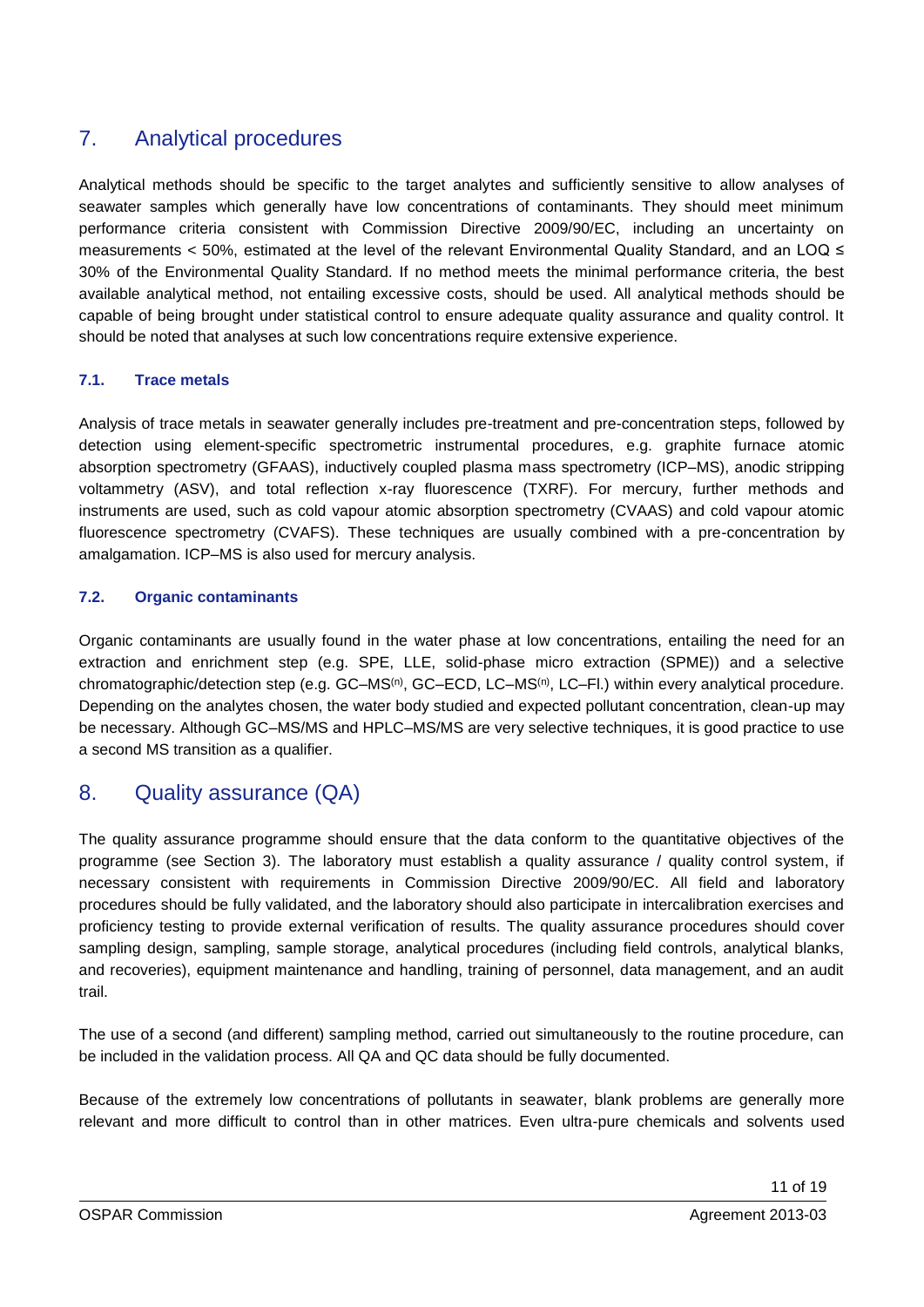## 7. Analytical procedures

Analytical methods should be specific to the target analytes and sufficiently sensitive to allow analyses of seawater samples which generally have low concentrations of contaminants. They should meet minimum performance criteria consistent with Commission Directive 2009/90/EC, including an uncertainty on measurements < 50%, estimated at the level of the relevant Environmental Quality Standard, and an LOQ ≤ 30% of the Environmental Quality Standard. If no method meets the minimal performance criteria, the best available analytical method, not entailing excessive costs, should be used. All analytical methods should be capable of being brought under statistical control to ensure adequate quality assurance and quality control. It should be noted that analyses at such low concentrations require extensive experience.

### 7.1. Trace metals

Analysis of trace metals in seawater generally includes pre-treatment and pre-concentration steps, followed by detection using element-specific spectrometric instrumental procedures, e.g. graphite furnace atomic absorption spectrometry (GFAAS), inductively coupled plasma mass spectrometry (ICP–MS), anodic stripping voltammetry (ASV), and total reflection x-ray fluorescence (TXRF). For mercury, further methods and instruments are used, such as cold vapour atomic absorption spectrometry (CVAAS) and cold vapour atomic fluorescence spectrometry (CVAFS). These techniques are usually combined with a pre-concentration by amalgamation. ICP–MS is also used for mercury analysis.

### 7.2. Organic contaminants

Organic contaminants are usually found in the water phase at low concentrations, entailing the need for an extraction and enrichment step (e.g. SPE, LLE, solid-phase micro extraction (SPME)) and a selective chromatographic/detection step (e.g. GC–MS$^{(n)}$, GC–ECD, LC–MS$^{(n)}$, LC–Fl.) within every analytical procedure. Depending on the analytes chosen, the water body studied and expected pollutant concentration, clean-up may be necessary. Although GC–MS/MS and HPLC–MS/MS are very selective techniques, it is good practice to use a second MS transition as a qualifier.

## 8. Quality assurance (QA)

The quality assurance programme should ensure that the data conform to the quantitative objectives of the programme (see Section 3). The laboratory must establish a quality assurance / quality control system, if necessary consistent with requirements in Commission Directive 2009/90/EC. All field and laboratory procedures should be fully validated, and the laboratory should also participate in intercalibration exercises and proficiency testing to provide external verification of results. The quality assurance procedures should cover sampling design, sampling, sample storage, analytical procedures (including field controls, analytical blanks, and recoveries), equipment maintenance and handling, training of personnel, data management, and an audit trail.

The use of a second (and different) sampling method, carried out simultaneously to the routine procedure, can be included in the validation process. All QA and QC data should be fully documented.

Because of the extremely low concentrations of pollutants in seawater, blank problems are generally more relevant and more difficult to control than in other matrices. Even ultra-pure chemicals and solvents used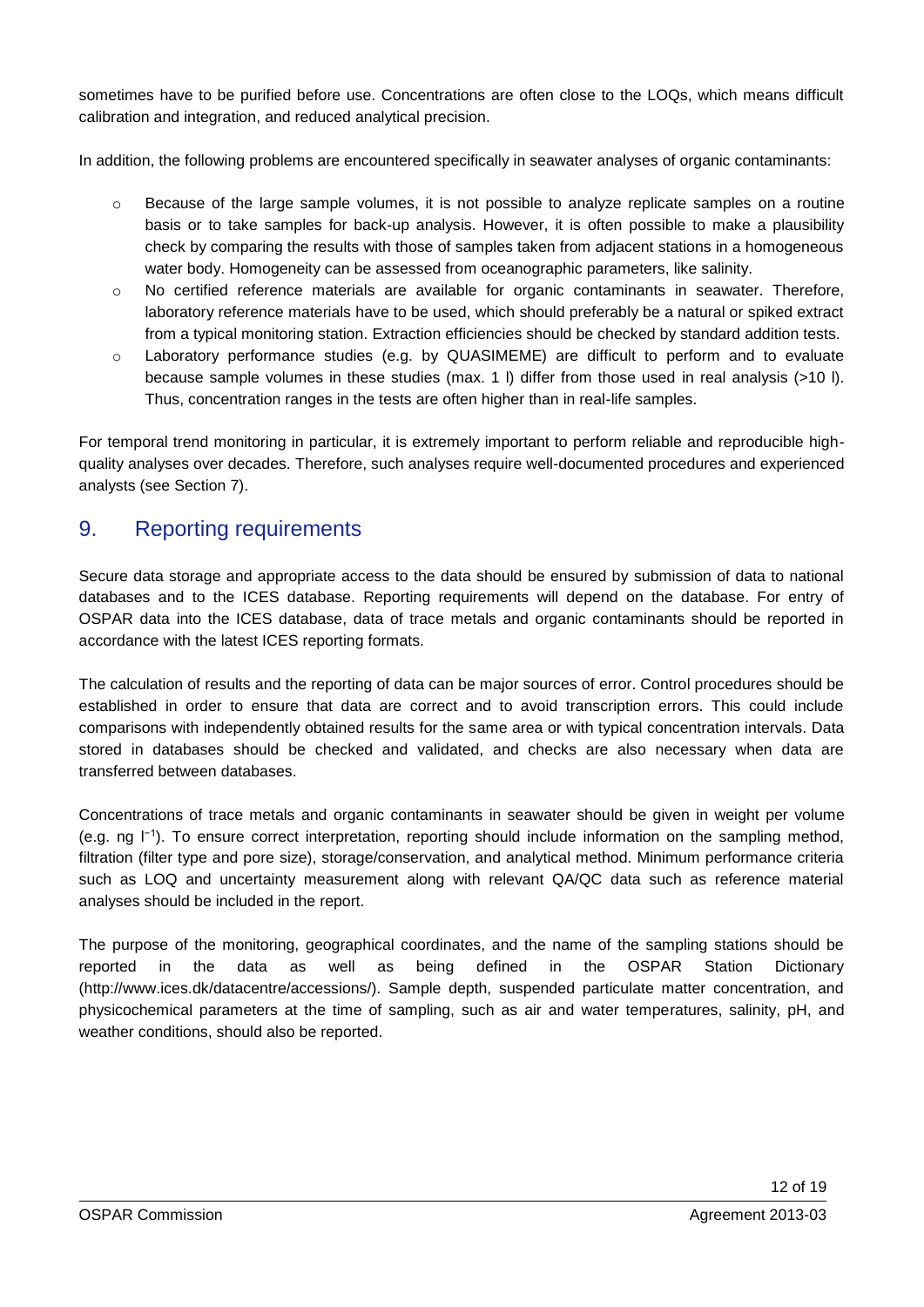sometimes have to be purified before use. Concentrations are often close to the LOQs, which means difficult calibration and integration, and reduced analytical precision.

In addition, the following problems are encountered specifically in seawater analyses of organic contaminants:

- Because of the large sample volumes, it is not possible to analyze replicate samples on a routine basis or to take samples for back-up analysis. However, it is often possible to make a plausibility check by comparing the results with those of samples taken from adjacent stations in a homogeneous water body. Homogeneity can be assessed from oceanographic parameters, like salinity.
- No certified reference materials are available for organic contaminants in seawater. Therefore, laboratory reference materials have to be used, which should preferably be a natural or spiked extract from a typical monitoring station. Extraction efficiencies should be checked by standard addition tests.
- Laboratory performance studies (e.g. by QUASIMEME) are difficult to perform and to evaluate because sample volumes in these studies (max. 1 l) differ from those used in real analysis (>10 l). Thus, concentration ranges in the tests are often higher than in real-life samples.

For temporal trend monitoring in particular, it is extremely important to perform reliable and reproducible high-quality analyses over decades. Therefore, such analyses require well-documented procedures and experienced analysts (see Section 7).

## 9. Reporting requirements

Secure data storage and appropriate access to the data should be ensured by submission of data to national databases and to the ICES database. Reporting requirements will depend on the database. For entry of OSPAR data into the ICES database, data of trace metals and organic contaminants should be reported in accordance with the latest ICES reporting formats.

The calculation of results and the reporting of data can be major sources of error. Control procedures should be established in order to ensure that data are correct and to avoid transcription errors. This could include comparisons with independently obtained results for the same area or with typical concentration intervals. Data stored in databases should be checked and validated, and checks are also necessary when data are transferred between databases.

Concentrations of trace metals and organic contaminants in seawater should be given in weight per volume (e.g. ng $l^{-1}$). To ensure correct interpretation, reporting should include information on the sampling method, filtration (filter type and pore size), storage/conservation, and analytical method. Minimum performance criteria such as LOQ and uncertainty measurement along with relevant QA/QC data such as reference material analyses should be included in the report.

The purpose of the monitoring, geographical coordinates, and the name of the sampling stations should be reported in the data as well as being defined in the OSPAR Station Dictionary (http://www.ices.dk/datacentre/accessions/). Sample depth, suspended particulate matter concentration, and physicochemical parameters at the time of sampling, such as air and water temperatures, salinity, pH, and weather conditions, should also be reported.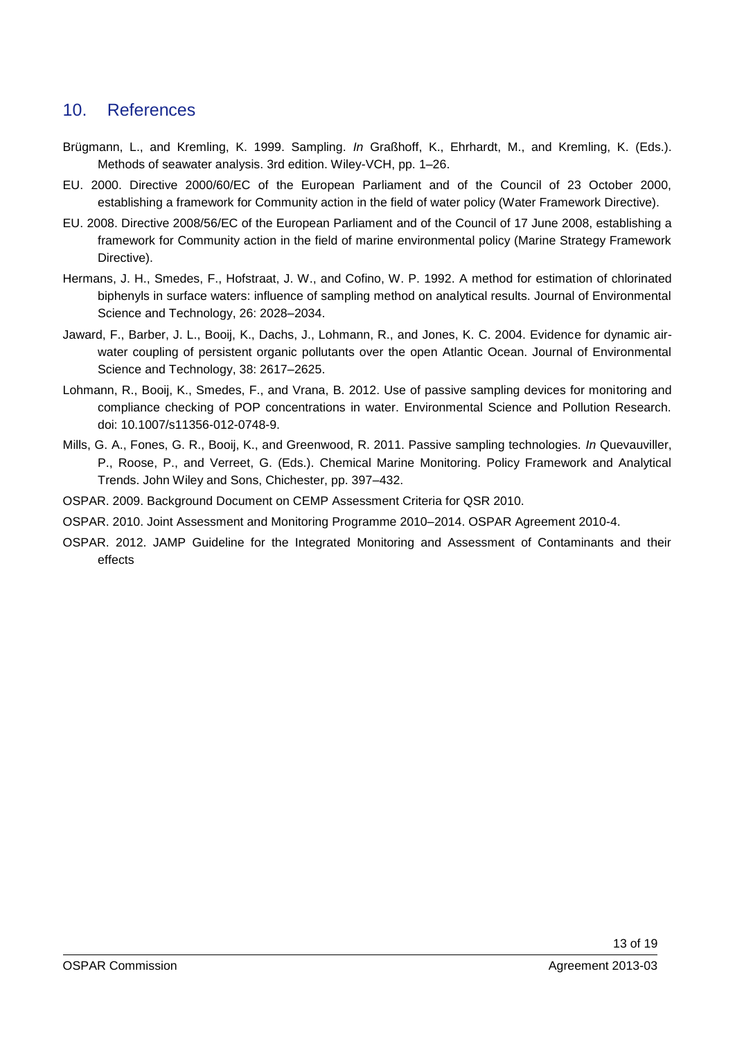## 10. References

Brügmann, L., and Kremling, K. 1999. Sampling. *In* Graßhoff, K., Ehrhardt, M., and Kremling, K. (Eds.). Methods of seawater analysis. 3rd edition. Wiley-VCH, pp. 1–26.

EU. 2000. Directive 2000/60/EC of the European Parliament and of the Council of 23 October 2000, establishing a framework for Community action in the field of water policy (Water Framework Directive).

EU. 2008. Directive 2008/56/EC of the European Parliament and of the Council of 17 June 2008, establishing a framework for Community action in the field of marine environmental policy (Marine Strategy Framework Directive).

Hermans, J. H., Smedes, F., Hofstraat, J. W., and Cofino, W. P. 1992. A method for estimation of chlorinated biphenyls in surface waters: influence of sampling method on analytical results. Journal of Environmental Science and Technology, 26: 2028–2034.

Jaward, F., Barber, J. L., Booij, K., Dachs, J., Lohmann, R., and Jones, K. C. 2004. Evidence for dynamic air-water coupling of persistent organic pollutants over the open Atlantic Ocean. Journal of Environmental Science and Technology, 38: 2617–2625.

Lohmann, R., Booij, K., Smedes, F., and Vrana, B. 2012. Use of passive sampling devices for monitoring and compliance checking of POP concentrations in water. Environmental Science and Pollution Research. doi: 10.1007/s11356-012-0748-9.

Mills, G. A., Fones, G. R., Booij, K., and Greenwood, R. 2011. Passive sampling technologies. *In* Quevauviller, P., Roose, P., and Verreet, G. (Eds.). Chemical Marine Monitoring. Policy Framework and Analytical Trends. John Wiley and Sons, Chichester, pp. 397–432.

OSPAR. 2009. Background Document on CEMP Assessment Criteria for QSR 2010.

OSPAR. 2010. Joint Assessment and Monitoring Programme 2010–2014. OSPAR Agreement 2010-4.

OSPAR. 2012. JAMP Guideline for the Integrated Monitoring and Assessment of Contaminants and their effects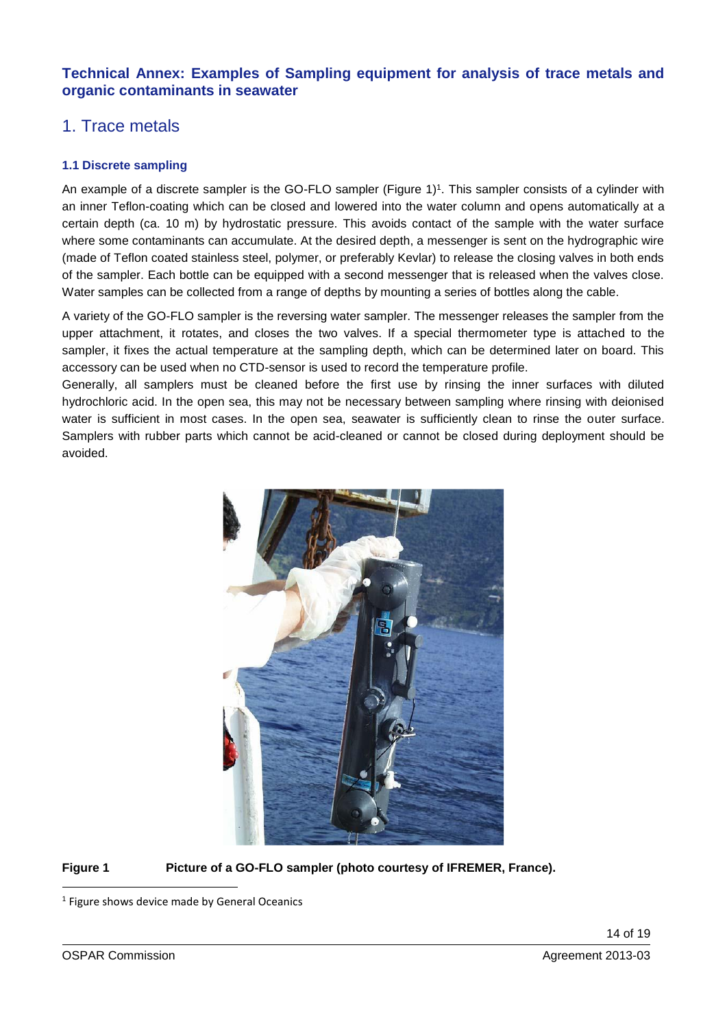## Technical Annex: Examples of Sampling equipment for analysis of trace metals and organic contaminants in seawater

# 1. Trace metals

### 1.1 Discrete sampling

An example of a discrete sampler is the GO-FLO sampler (Figure 1)[1]. This sampler consists of a cylinder with an inner Teflon-coating which can be closed and lowered into the water column and opens automatically at a certain depth (ca. 10 m) by hydrostatic pressure. This avoids contact of the sample with the water surface where some contaminants can accumulate. At the desired depth, a messenger is sent on the hydrographic wire (made of Teflon coated stainless steel, polymer, or preferably Kevlar) to release the closing valves in both ends of the sampler. Each bottle can be equipped with a second messenger that is released when the valves close. Water samples can be collected from a range of depths by mounting a series of bottles along the cable.

A variety of the GO-FLO sampler is the reversing water sampler. The messenger releases the sampler from the upper attachment, it rotates, and closes the two valves. If a special thermometer type is attached to the sampler, it fixes the actual temperature at the sampling depth, which can be determined later on board. This accessory can be used when no CTD-sensor is used to record the temperature profile.

Generally, all samplers must be cleaned before the first use by rinsing the inner surfaces with diluted hydrochloric acid. In the open sea, this may not be necessary between sampling where rinsing with deionised water is sufficient in most cases. In the open sea, seawater is sufficiently clean to rinse the outer surface. Samplers with rubber parts which cannot be acid-cleaned or cannot be closed during deployment should be avoided.

**Figure 1** **Picture of a GO-FLO sampler (photo courtesy of IFREMER, France).**

[1] Figure shows device made by General Oceanics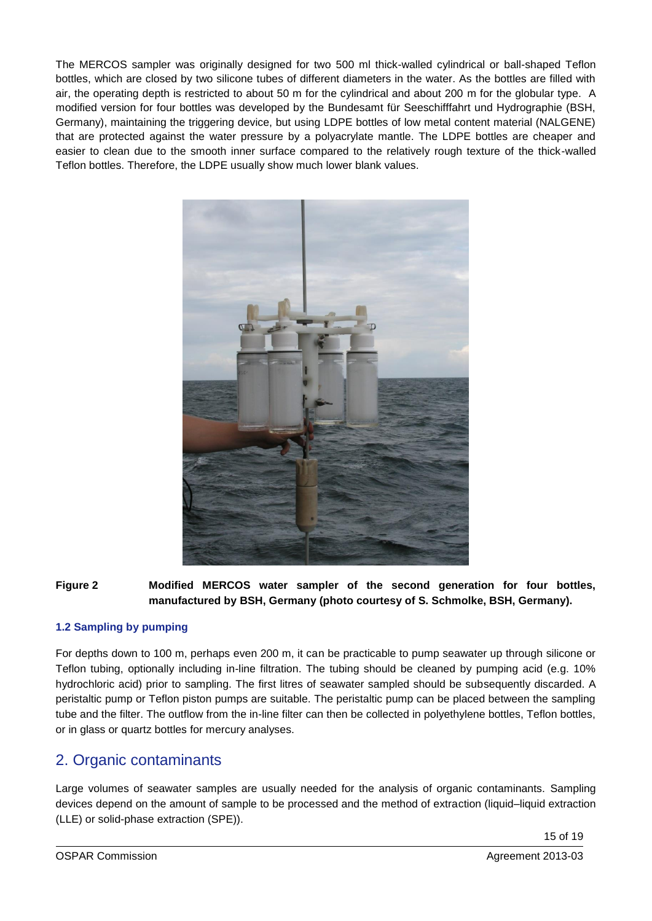The MERCOS sampler was originally designed for two 500 ml thick-walled cylindrical or ball-shaped Teflon bottles, which are closed by two silicone tubes of different diameters in the water. As the bottles are filled with air, the operating depth is restricted to about 50 m for the cylindrical and about 200 m for the globular type. A modified version for four bottles was developed by the Bundesamt für Seeschifffahrt und Hydrographie (BSH, Germany), maintaining the triggering device, but using LDPE bottles of low metal content material (NALGENE) that are protected against the water pressure by a polyacrylate mantle. The LDPE bottles are cheaper and easier to clean due to the smooth inner surface compared to the relatively rough texture of the thick-walled Teflon bottles. Therefore, the LDPE usually show much lower blank values.

**Figure 2** **Modified MERCOS water sampler of the second generation for four bottles, manufactured by BSH, Germany (photo courtesy of S. Schmolke, BSH, Germany).**

### 1.2 Sampling by pumping

For depths down to 100 m, perhaps even 200 m, it can be practicable to pump seawater up through silicone or Teflon tubing, optionally including in-line filtration. The tubing should be cleaned by pumping acid (e.g. 10% hydrochloric acid) prior to sampling. The first litres of seawater sampled should be subsequently discarded. A peristaltic pump or Teflon piston pumps are suitable. The peristaltic pump can be placed between the sampling tube and the filter. The outflow from the in-line filter can then be collected in polyethylene bottles, Teflon bottles, or in glass or quartz bottles for mercury analyses.

## 2. Organic contaminants

Large volumes of seawater samples are usually needed for the analysis of organic contaminants. Sampling devices depend on the amount of sample to be processed and the method of extraction (liquid–liquid extraction (LLE) or solid-phase extraction (SPE)).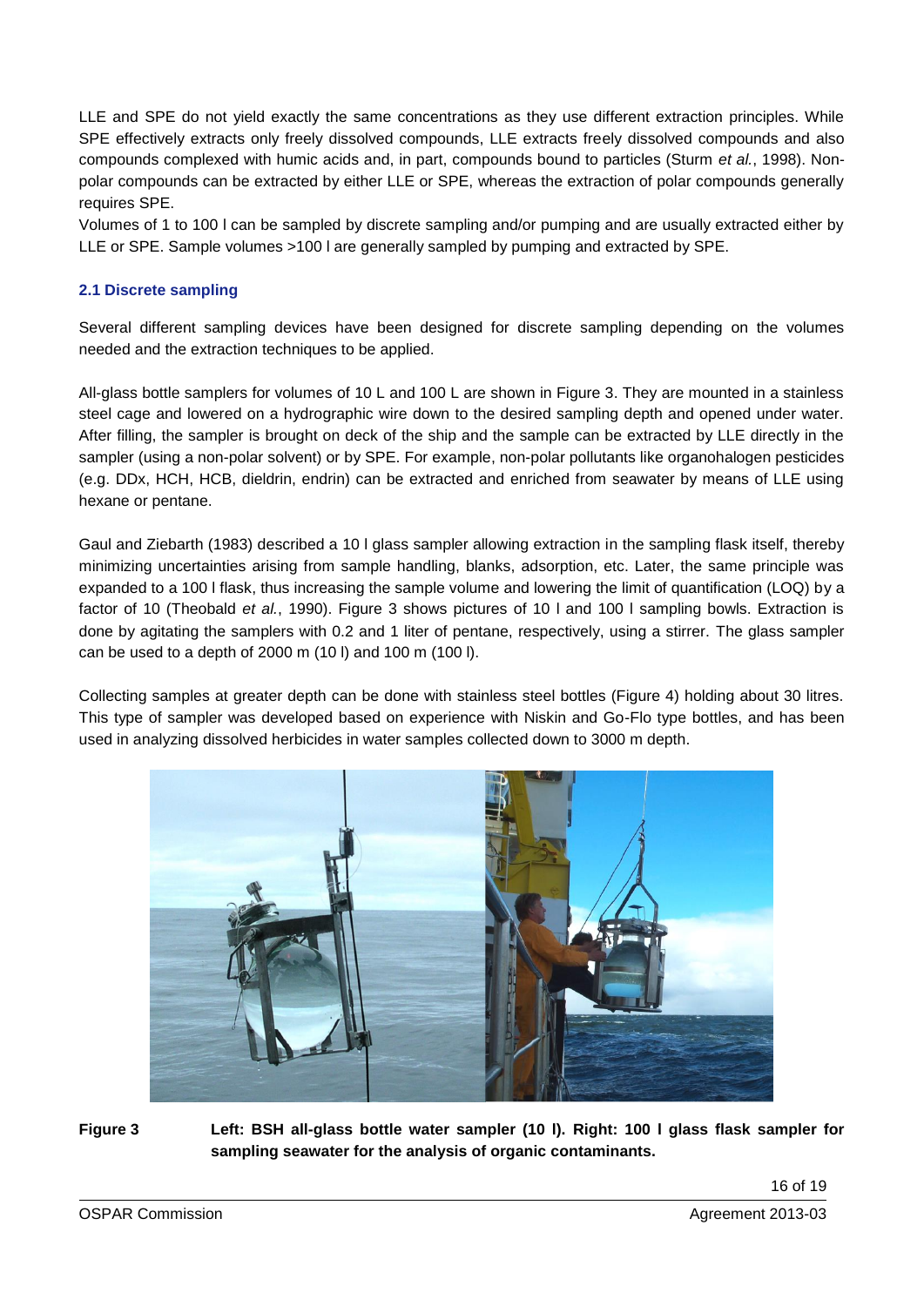LLE and SPE do not yield exactly the same concentrations as they use different extraction principles. While SPE effectively extracts only freely dissolved compounds, LLE extracts freely dissolved compounds and also compounds complexed with humic acids and, in part, compounds bound to particles (Sturm *et al.*, 1998). Non-polar compounds can be extracted by either LLE or SPE, whereas the extraction of polar compounds generally requires SPE.

Volumes of 1 to 100 l can be sampled by discrete sampling and/or pumping and are usually extracted either by LLE or SPE. Sample volumes >100 l are generally sampled by pumping and extracted by SPE.

### 2.1 Discrete sampling

Several different sampling devices have been designed for discrete sampling depending on the volumes needed and the extraction techniques to be applied.

All-glass bottle samplers for volumes of 10 L and 100 L are shown in Figure 3. They are mounted in a stainless steel cage and lowered on a hydrographic wire down to the desired sampling depth and opened under water. After filling, the sampler is brought on deck of the ship and the sample can be extracted by LLE directly in the sampler (using a non-polar solvent) or by SPE. For example, non-polar pollutants like organohalogen pesticides (e.g. DDx, HCH, HCB, dieldrin, endrin) can be extracted and enriched from seawater by means of LLE using hexane or pentane.

Gaul and Ziebarth (1983) described a 10 l glass sampler allowing extraction in the sampling flask itself, thereby minimizing uncertainties arising from sample handling, blanks, adsorption, etc. Later, the same principle was expanded to a 100 l flask, thus increasing the sample volume and lowering the limit of quantification (LOQ) by a factor of 10 (Theobald *et al.*, 1990). Figure 3 shows pictures of 10 l and 100 l sampling bowls. Extraction is done by agitating the samplers with 0.2 and 1 liter of pentane, respectively, using a stirrer. The glass sampler can be used to a depth of 2000 m (10 l) and 100 m (100 l).

Collecting samples at greater depth can be done with stainless steel bottles (Figure 4) holding about 30 litres. This type of sampler was developed based on experience with Niskin and Go-Flo type bottles, and has been used in analyzing dissolved herbicides in water samples collected down to 3000 m depth.

**Figure 3** **Left: BSH all-glass bottle water sampler (10 l). Right: 100 l glass flask sampler for sampling seawater for the analysis of organic contaminants.**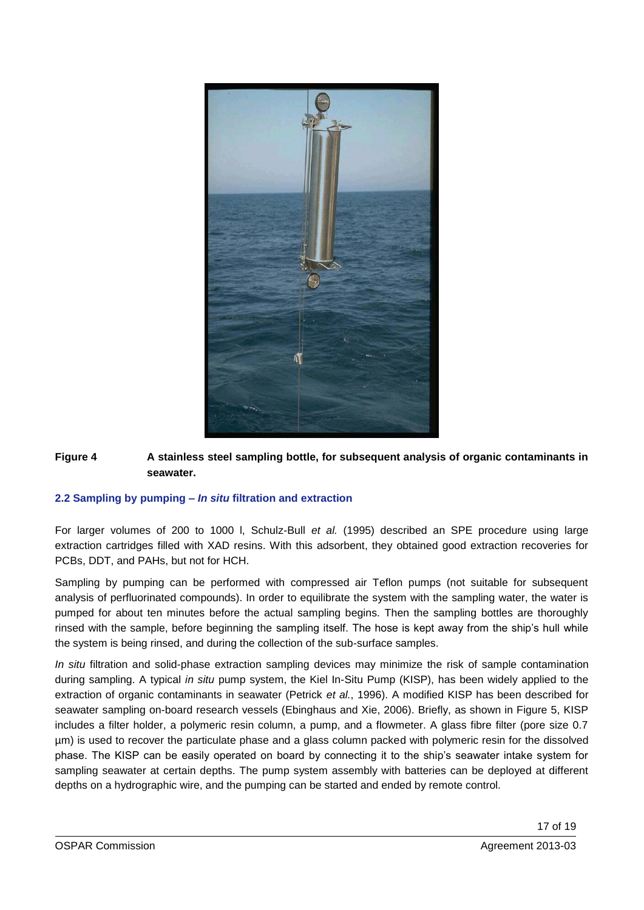**Figure 4** A stainless steel sampling bottle, for subsequent analysis of organic contaminants in seawater.

### 2.2 Sampling by pumping – *In situ* filtration and extraction

For larger volumes of 200 to 1000 l, Schulz-Bull *et al.* (1995) described an SPE procedure using large extraction cartridges filled with XAD resins. With this adsorbent, they obtained good extraction recoveries for PCBs, DDT, and PAHs, but not for HCH.

Sampling by pumping can be performed with compressed air Teflon pumps (not suitable for subsequent analysis of perfluorinated compounds). In order to equilibrate the system with the sampling water, the water is pumped for about ten minutes before the actual sampling begins. Then the sampling bottles are thoroughly rinsed with the sample, before beginning the sampling itself. The hose is kept away from the ship's hull while the system is being rinsed, and during the collection of the sub-surface samples.

*In situ* filtration and solid-phase extraction sampling devices may minimize the risk of sample contamination during sampling. A typical *in situ* pump system, the Kiel In-Situ Pump (KISP), has been widely applied to the extraction of organic contaminants in seawater (Petrick *et al.*, 1996). A modified KISP has been described for seawater sampling on-board research vessels (Ebinghaus and Xie, 2006). Briefly, as shown in Figure 5, KISP includes a filter holder, a polymeric resin column, a pump, and a flowmeter. A glass fibre filter (pore size 0.7 µm) is used to recover the particulate phase and a glass column packed with polymeric resin for the dissolved phase. The KISP can be easily operated on board by connecting it to the ship's seawater intake system for sampling seawater at certain depths. The pump system assembly with batteries can be deployed at different depths on a hydrographic wire, and the pumping can be started and ended by remote control.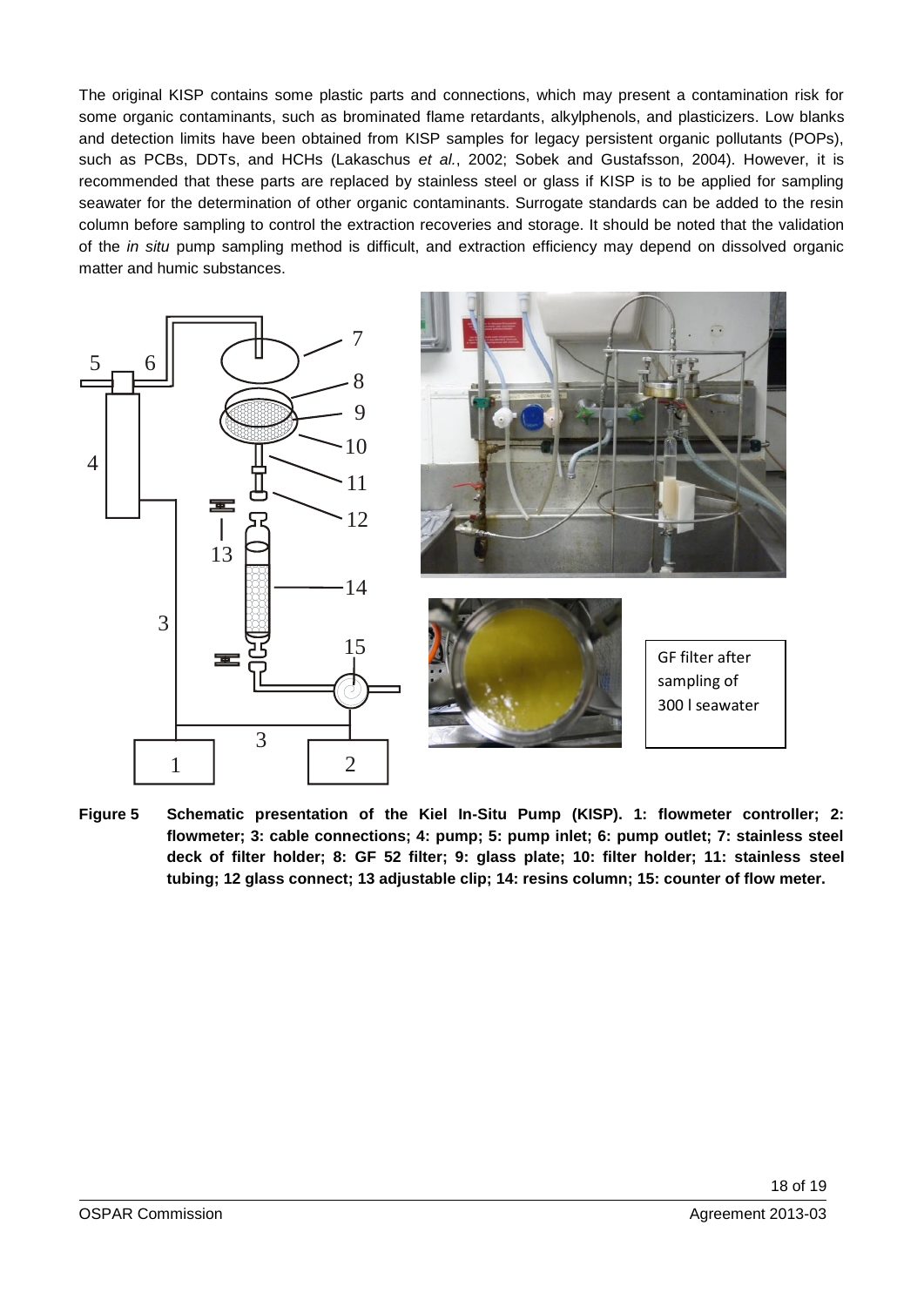The original KISP contains some plastic parts and connections, which may present a contamination risk for some organic contaminants, such as brominated flame retardants, alkylphenols, and plasticizers. Low blanks and detection limits have been obtained from KISP samples for legacy persistent organic pollutants (POPs), such as PCBs, DDTs, and HCHs (Lakaschus *et al.*, 2002; Sobek and Gustafsson, 2004). However, it is recommended that these parts are replaced by stainless steel or glass if KISP is to be applied for sampling seawater for the determination of other organic contaminants. Surrogate standards can be added to the resin column before sampling to control the extraction recoveries and storage. It should be noted that the validation of the *in situ* pump sampling method is difficult, and extraction efficiency may depend on dissolved organic matter and humic substances.

GF filter after sampling of 300 l seawater

**Figure 5 Schematic presentation of the Kiel In-Situ Pump (KISP). 1: flowmeter controller; 2: flowmeter; 3: cable connections; 4: pump; 5: pump inlet; 6: pump outlet; 7: stainless steel deck of filter holder; 8: GF 52 filter; 9: glass plate; 10: filter holder; 11: stainless steel tubing; 12 glass connect; 13 adjustable clip; 14: resins column; 15: counter of flow meter.**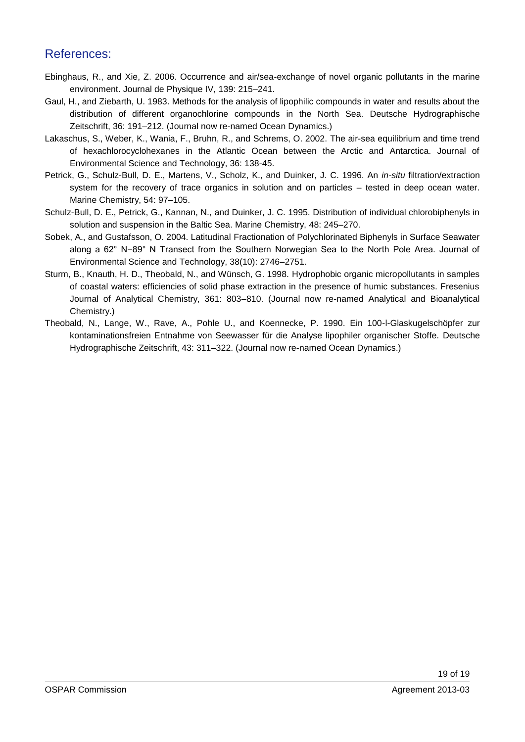## References:

Ebinghaus, R., and Xie, Z. 2006. Occurrence and air/sea-exchange of novel organic pollutants in the marine environment. Journal de Physique IV, 139: 215–241.

Gaul, H., and Ziebarth, U. 1983. Methods for the analysis of lipophilic compounds in water and results about the distribution of different organochlorine compounds in the North Sea. Deutsche Hydrographische Zeitschrift, 36: 191–212. (Journal now re-named Ocean Dynamics.)

Lakaschus, S., Weber, K., Wania, F., Bruhn, R., and Schrems, O. 2002. The air-sea equilibrium and time trend of hexachlorocyclohexanes in the Atlantic Ocean between the Arctic and Antarctica. Journal of Environmental Science and Technology, 36: 138-45.

Petrick, G., Schulz-Bull, D. E., Martens, V., Scholz, K., and Duinker, J. C. 1996. An *in-situ* filtration/extraction system for the recovery of trace organics in solution and on particles – tested in deep ocean water. Marine Chemistry, 54: 97–105.

Schulz-Bull, D. E., Petrick, G., Kannan, N., and Duinker, J. C. 1995. Distribution of individual chlorobiphenyls in solution and suspension in the Baltic Sea. Marine Chemistry, 48: 245–270.

Sobek, A., and Gustafsson, O. 2004. Latitudinal Fractionation of Polychlorinated Biphenyls in Surface Seawater along a 62° N−89° N Transect from the Southern Norwegian Sea to the North Pole Area. Journal of Environmental Science and Technology, 38(10): 2746–2751.

Sturm, B., Knauth, H. D., Theobald, N., and Wünsch, G. 1998. Hydrophobic organic micropollutants in samples of coastal waters: efficiencies of solid phase extraction in the presence of humic substances. Fresenius Journal of Analytical Chemistry, 361: 803–810. (Journal now re-named Analytical and Bioanalytical Chemistry.)

Theobald, N., Lange, W., Rave, A., Pohle U., and Koennecke, P. 1990. Ein 100-l-Glaskugelschöpfer zur kontaminationsfreien Entnahme von Seewasser für die Analyse lipophiler organischer Stoffe. Deutsche Hydrographische Zeitschrift, 43: 311–322. (Journal now re-named Ocean Dynamics.)